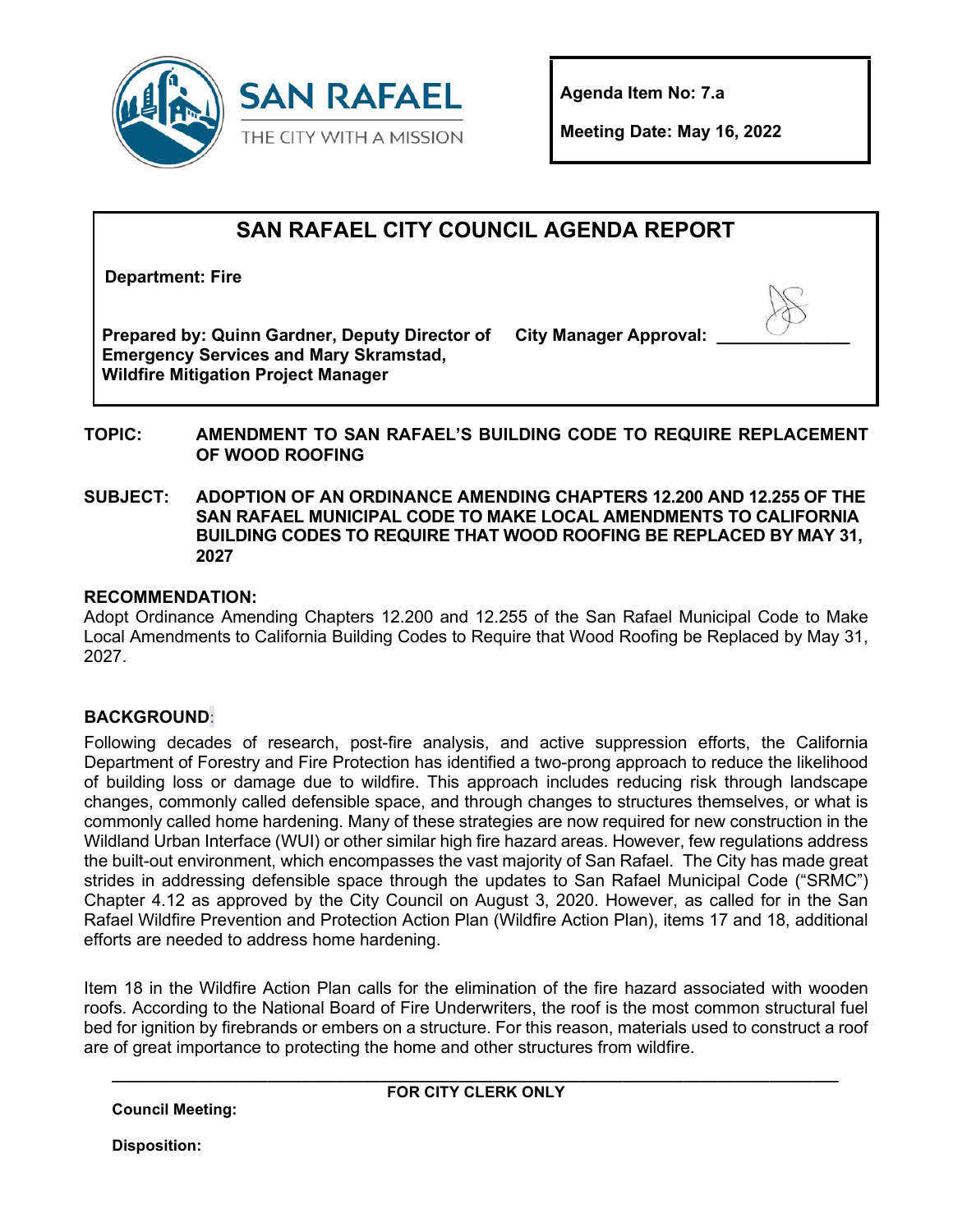SAN RAFAEL
THE CITY WITH A MISSION

**Agenda Item No: 7.a**

**Meeting Date: May 16, 2022**

# SAN RAFAEL CITY COUNCIL AGENDA REPORT

**Department: Fire**

**Prepared by: Quinn Gardner, Deputy Director of Emergency Services and Mary Skramstad, Wildfire Mitigation Project Manager**

**City Manager Approval: ______________**

**TOPIC:** **AMENDMENT TO SAN RAFAEL'S BUILDING CODE TO REQUIRE REPLACEMENT OF WOOD ROOFING**

**SUBJECT:** **ADOPTION OF AN ORDINANCE AMENDING CHAPTERS 12.200 AND 12.255 OF THE SAN RAFAEL MUNICIPAL CODE TO MAKE LOCAL AMENDMENTS TO CALIFORNIA BUILDING CODES TO REQUIRE THAT WOOD ROOFING BE REPLACED BY MAY 31, 2027**

## RECOMMENDATION:

Adopt Ordinance Amending Chapters 12.200 and 12.255 of the San Rafael Municipal Code to Make Local Amendments to California Building Codes to Require that Wood Roofing be Replaced by May 31, 2027.

## BACKGROUND:

Following decades of research, post-fire analysis, and active suppression efforts, the California Department of Forestry and Fire Protection has identified a two-prong approach to reduce the likelihood of building loss or damage due to wildfire. This approach includes reducing risk through landscape changes, commonly called defensible space, and through changes to structures themselves, or what is commonly called home hardening. Many of these strategies are now required for new construction in the Wildland Urban Interface (WUI) or other similar high fire hazard areas. However, few regulations address the built-out environment, which encompasses the vast majority of San Rafael. The City has made great strides in addressing defensible space through the updates to San Rafael Municipal Code ("SRMC") Chapter 4.12 as approved by the City Council on August 3, 2020. However, as called for in the San Rafael Wildfire Prevention and Protection Action Plan (Wildfire Action Plan), items 17 and 18, additional efforts are needed to address home hardening.

Item 18 in the Wildfire Action Plan calls for the elimination of the fire hazard associated with wooden roofs. According to the National Board of Fire Underwriters, the roof is the most common structural fuel bed for ignition by firebrands or embers on a structure. For this reason, materials used to construct a roof are of great importance to protecting the home and other structures from wildfire.

---

**FOR CITY CLERK ONLY**

**Council Meeting:**

**Disposition:**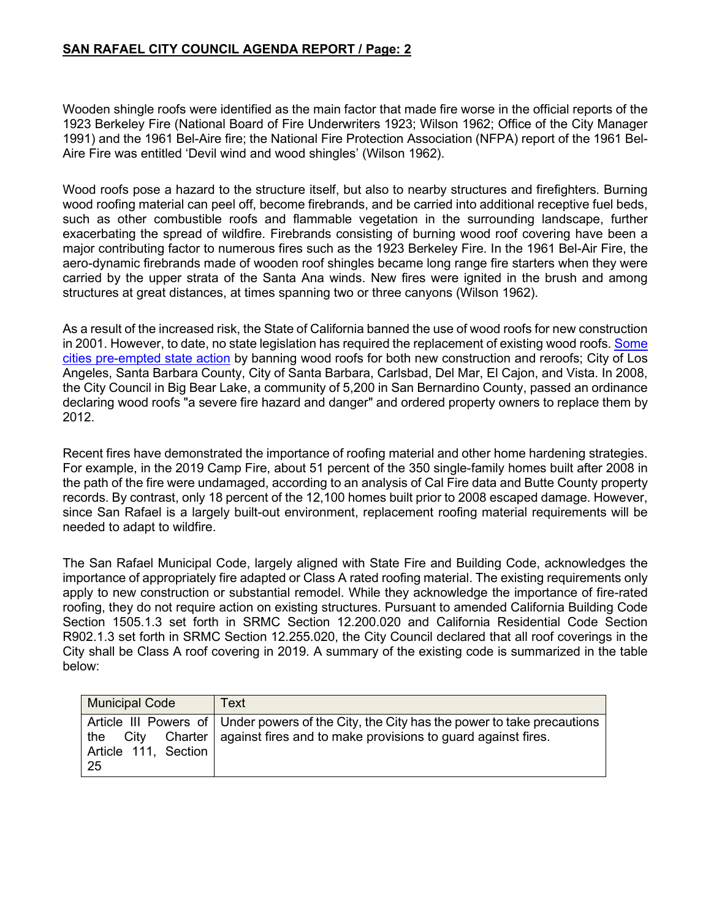Wooden shingle roofs were identified as the main factor that made fire worse in the official reports of the 1923 Berkeley Fire (National Board of Fire Underwriters 1923; Wilson 1962; Office of the City Manager 1991) and the 1961 Bel-Aire fire; the National Fire Protection Association (NFPA) report of the 1961 Bel-Aire Fire was entitled 'Devil wind and wood shingles' (Wilson 1962).

Wood roofs pose a hazard to the structure itself, but also to nearby structures and firefighters. Burning wood roofing material can peel off, become firebrands, and be carried into additional receptive fuel beds, such as other combustible roofs and flammable vegetation in the surrounding landscape, further exacerbating the spread of wildfire. Firebrands consisting of burning wood roof covering have been a major contributing factor to numerous fires such as the 1923 Berkeley Fire. In the 1961 Bel-Air Fire, the aero-dynamic firebrands made of wooden roof shingles became long range fire starters when they were carried by the upper strata of the Santa Ana winds. New fires were ignited in the brush and among structures at great distances, at times spanning two or three canyons (Wilson 1962).

As a result of the increased risk, the State of California banned the use of wood roofs for new construction in 2001. However, to date, no state legislation has required the replacement of existing wood roofs. Some cities pre-empted state action by banning wood roofs for both new construction and reroofs; City of Los Angeles, Santa Barbara County, City of Santa Barbara, Carlsbad, Del Mar, El Cajon, and Vista. In 2008, the City Council in Big Bear Lake, a community of 5,200 in San Bernardino County, passed an ordinance declaring wood roofs "a severe fire hazard and danger" and ordered property owners to replace them by 2012.

Recent fires have demonstrated the importance of roofing material and other home hardening strategies. For example, in the 2019 Camp Fire, about 51 percent of the 350 single-family homes built after 2008 in the path of the fire were undamaged, according to an analysis of Cal Fire data and Butte County property records. By contrast, only 18 percent of the 12,100 homes built prior to 2008 escaped damage. However, since San Rafael is a largely built-out environment, replacement roofing material requirements will be needed to adapt to wildfire.

The San Rafael Municipal Code, largely aligned with State Fire and Building Code, acknowledges the importance of appropriately fire adapted or Class A rated roofing material. The existing requirements only apply to new construction or substantial remodel. While they acknowledge the importance of fire-rated roofing, they do not require action on existing structures. Pursuant to amended California Building Code Section 1505.1.3 set forth in SRMC Section 12.200.020 and California Residential Code Section R902.1.3 set forth in SRMC Section 12.255.020, the City Council declared that all roof coverings in the City shall be Class A roof covering in 2019. A summary of the existing code is summarized in the table below:

| Municipal Code | Text |
|---|---|
| Article III Powers of the City Charter Article 111, Section 25 | Under powers of the City, the City has the power to take precautions against fires and to make provisions to guard against fires. |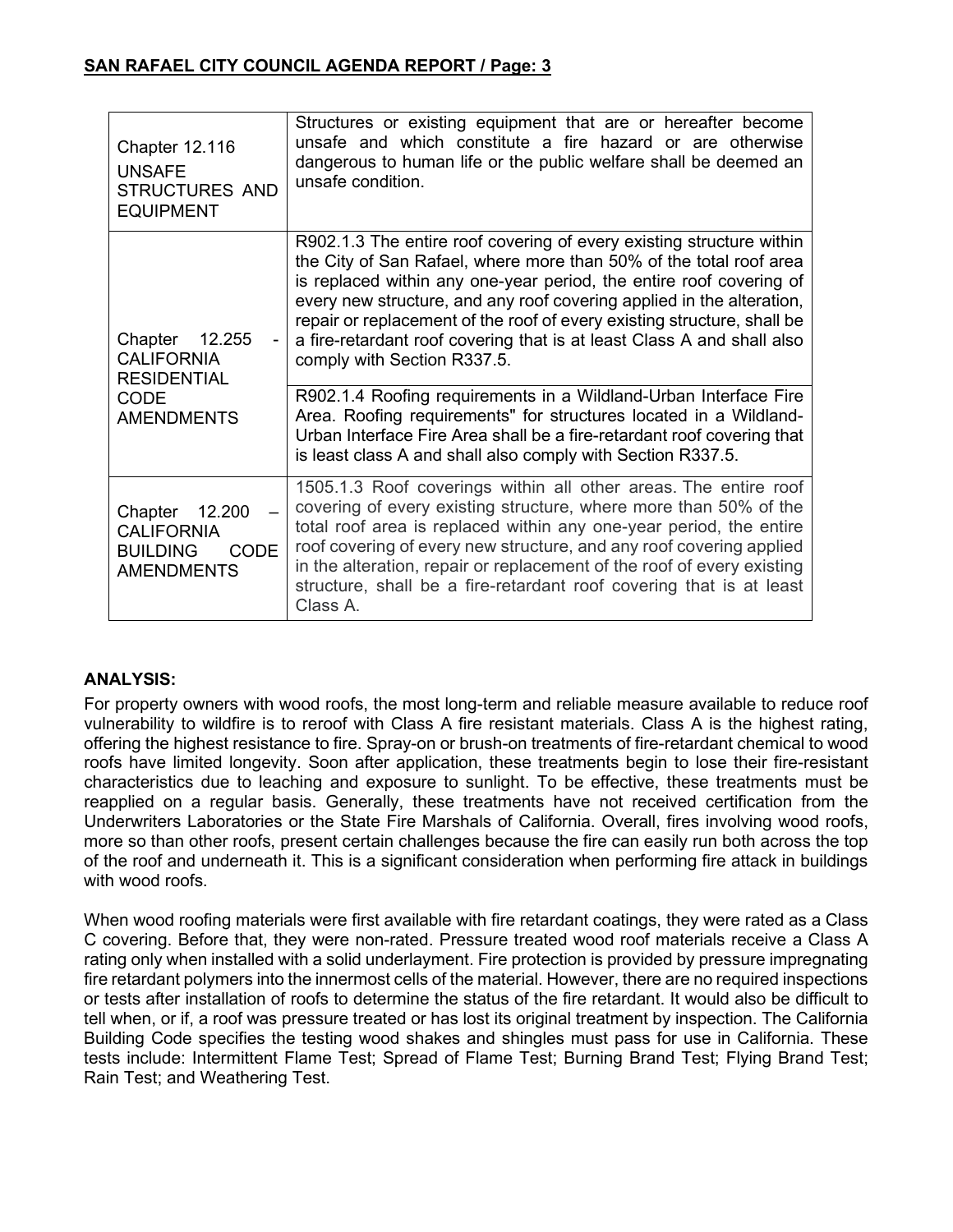| Chapter 12.116 UNSAFE STRUCTURES AND EQUIPMENT | Structures or existing equipment that are or hereafter become unsafe and which constitute a fire hazard or are otherwise dangerous to human life or the public welfare shall be deemed an unsafe condition. |
|---|---|
| Chapter 12.255 - CALIFORNIA RESIDENTIAL CODE AMENDMENTS | R902.1.3 The entire roof covering of every existing structure within the City of San Rafael, where more than 50% of the total roof area is replaced within any one-year period, the entire roof covering of every new structure, and any roof covering applied in the alteration, repair or replacement of the roof of every existing structure, shall be a fire-retardant roof covering that is at least Class A and shall also comply with Section R337.5. |
| | R902.1.4 Roofing requirements in a Wildland-Urban Interface Fire Area. Roofing requirements" for structures located in a Wildland-Urban Interface Fire Area shall be a fire-retardant roof covering that is least class A and shall also comply with Section R337.5. |
| Chapter 12.200 – CALIFORNIA BUILDING CODE AMENDMENTS | 1505.1.3 Roof coverings within all other areas. The entire roof covering of every existing structure, where more than 50% of the total roof area is replaced within any one-year period, the entire roof covering of every new structure, and any roof covering applied in the alteration, repair or replacement of the roof of every existing structure, shall be a fire-retardant roof covering that is at least Class A. |

**ANALYSIS:**

For property owners with wood roofs, the most long-term and reliable measure available to reduce roof vulnerability to wildfire is to reroof with Class A fire resistant materials. Class A is the highest rating, offering the highest resistance to fire. Spray-on or brush-on treatments of fire-retardant chemical to wood roofs have limited longevity. Soon after application, these treatments begin to lose their fire-resistant characteristics due to leaching and exposure to sunlight. To be effective, these treatments must be reapplied on a regular basis. Generally, these treatments have not received certification from the Underwriters Laboratories or the State Fire Marshals of California. Overall, fires involving wood roofs, more so than other roofs, present certain challenges because the fire can easily run both across the top of the roof and underneath it. This is a significant consideration when performing fire attack in buildings with wood roofs.

When wood roofing materials were first available with fire retardant coatings, they were rated as a Class C covering. Before that, they were non-rated. Pressure treated wood roof materials receive a Class A rating only when installed with a solid underlayment. Fire protection is provided by pressure impregnating fire retardant polymers into the innermost cells of the material. However, there are no required inspections or tests after installation of roofs to determine the status of the fire retardant. It would also be difficult to tell when, or if, a roof was pressure treated or has lost its original treatment by inspection. The California Building Code specifies the testing wood shakes and shingles must pass for use in California. These tests include: Intermittent Flame Test; Spread of Flame Test; Burning Brand Test; Flying Brand Test; Rain Test; and Weathering Test.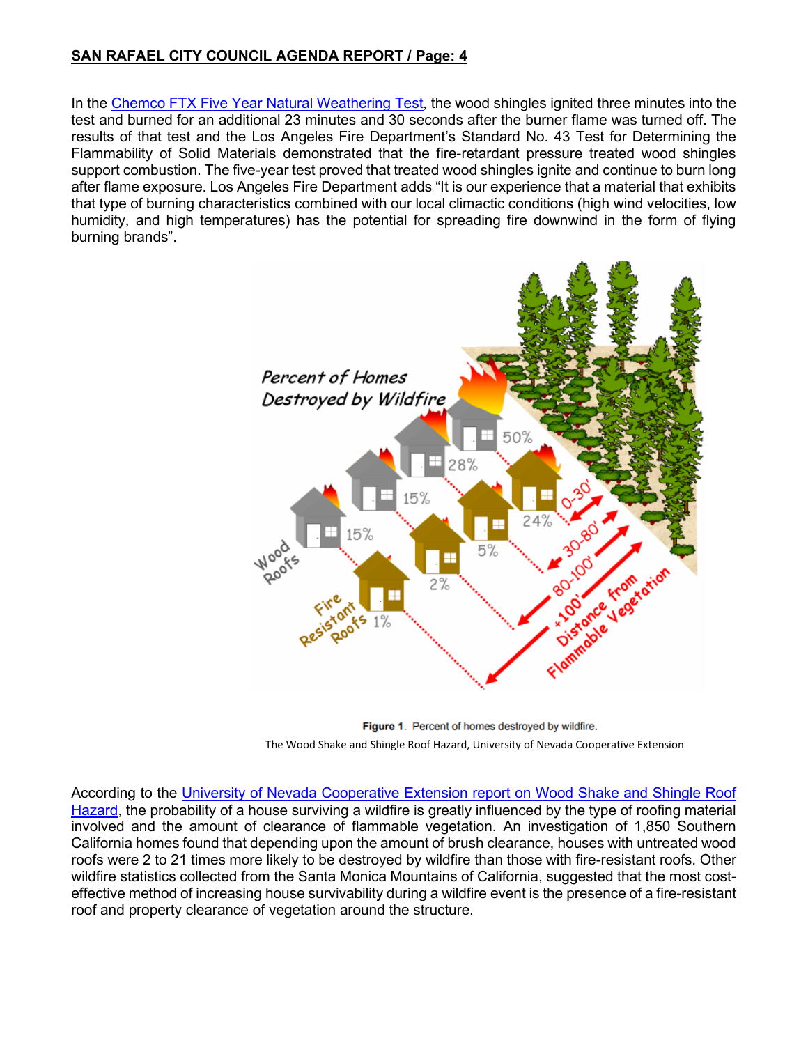In the Chemco FTX Five Year Natural Weathering Test, the wood shingles ignited three minutes into the test and burned for an additional 23 minutes and 30 seconds after the burner flame was turned off. The results of that test and the Los Angeles Fire Department's Standard No. 43 Test for Determining the Flammability of Solid Materials demonstrated that the fire-retardant pressure treated wood shingles support combustion. The five-year test proved that treated wood shingles ignite and continue to burn long after flame exposure. Los Angeles Fire Department adds "It is our experience that a material that exhibits that type of burning characteristics combined with our local climactic conditions (high wind velocities, low humidity, and high temperatures) has the potential for spreading fire downwind in the form of flying burning brands".

**Figure 1.** Percent of homes destroyed by wildfire.

The Wood Shake and Shingle Roof Hazard, University of Nevada Cooperative Extension

According to the University of Nevada Cooperative Extension report on Wood Shake and Shingle Roof Hazard, the probability of a house surviving a wildfire is greatly influenced by the type of roofing material involved and the amount of clearance of flammable vegetation. An investigation of 1,850 Southern California homes found that depending upon the amount of brush clearance, houses with untreated wood roofs were 2 to 21 times more likely to be destroyed by wildfire than those with fire-resistant roofs. Other wildfire statistics collected from the Santa Monica Mountains of California, suggested that the most cost-effective method of increasing house survivability during a wildfire event is the presence of a fire-resistant roof and property clearance of vegetation around the structure.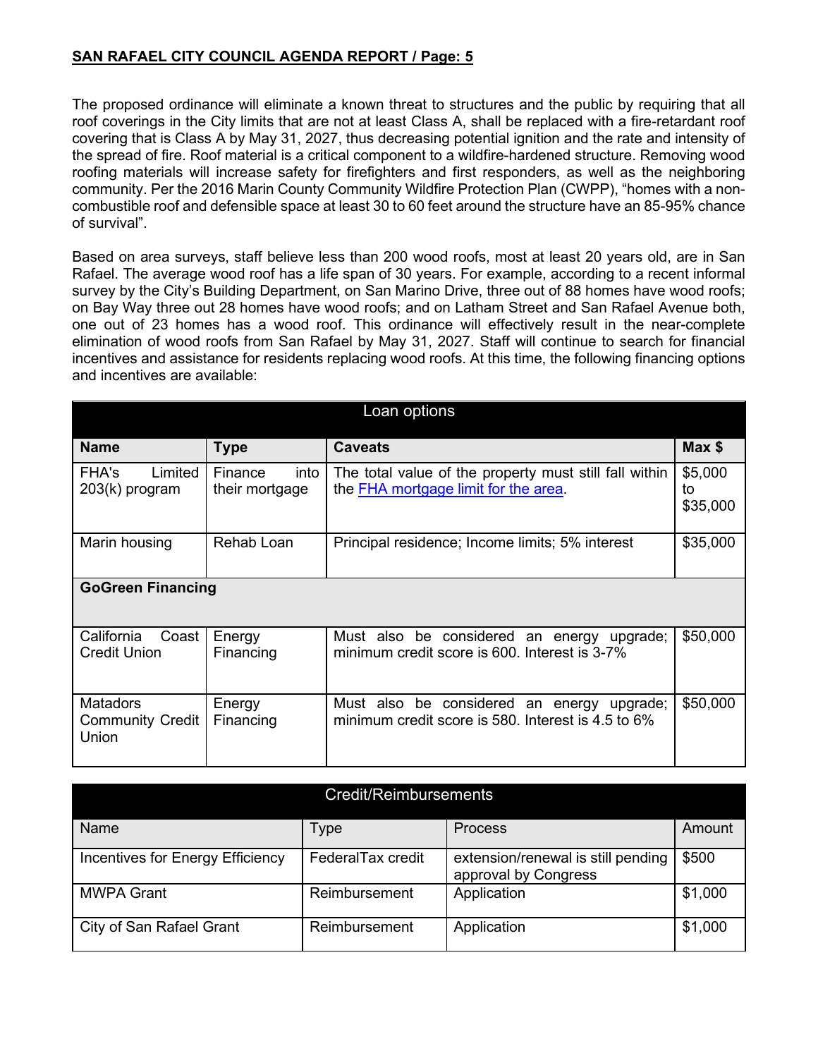The proposed ordinance will eliminate a known threat to structures and the public by requiring that all roof coverings in the City limits that are not at least Class A, shall be replaced with a fire-retardant roof covering that is Class A by May 31, 2027, thus decreasing potential ignition and the rate and intensity of the spread of fire. Roof material is a critical component to a wildfire-hardened structure. Removing wood roofing materials will increase safety for firefighters and first responders, as well as the neighboring community. Per the 2016 Marin County Community Wildfire Protection Plan (CWPP), "homes with a non-combustible roof and defensible space at least 30 to 60 feet around the structure have an 85-95% chance of survival".

Based on area surveys, staff believe less than 200 wood roofs, most at least 20 years old, are in San Rafael. The average wood roof has a life span of 30 years. For example, according to a recent informal survey by the City's Building Department, on San Marino Drive, three out of 88 homes have wood roofs; on Bay Way three out 28 homes have wood roofs; and on Latham Street and San Rafael Avenue both, one out of 23 homes has a wood roof. This ordinance will effectively result in the near-complete elimination of wood roofs from San Rafael by May 31, 2027. Staff will continue to search for financial incentives and assistance for residents replacing wood roofs. At this time, the following financing options and incentives are available:

| Loan options | | | |
|---|---|---|---|
| **Name** | **Type** | **Caveats** | **Max $** |
| FHA's Limited 203(k) program | Finance into their mortgage | The total value of the property must still fall within the [FHA mortgage limit for the area](). | $5,000 to $35,000 |
| Marin housing | Rehab Loan | Principal residence; Income limits; 5% interest | $35,000 |
| **GoGreen Financing** | | | |
| California Coast Credit Union | Energy Financing | Must also be considered an energy upgrade; minimum credit score is 600. Interest is 3-7% | $50,000 |
| Matadors Community Credit Union | Energy Financing | Must also be considered an energy upgrade; minimum credit score is 580. Interest is 4.5 to 6% | $50,000 |

| Credit/Reimbursements | | | |
|---|---|---|---|
| Name | Type | Process | Amount |
| Incentives for Energy Efficiency | FederalTax credit | extension/renewal is still pending approval by Congress | $500 |
| MWPA Grant | Reimbursement | Application | $1,000 |
| City of San Rafael Grant | Reimbursement | Application | $1,000 |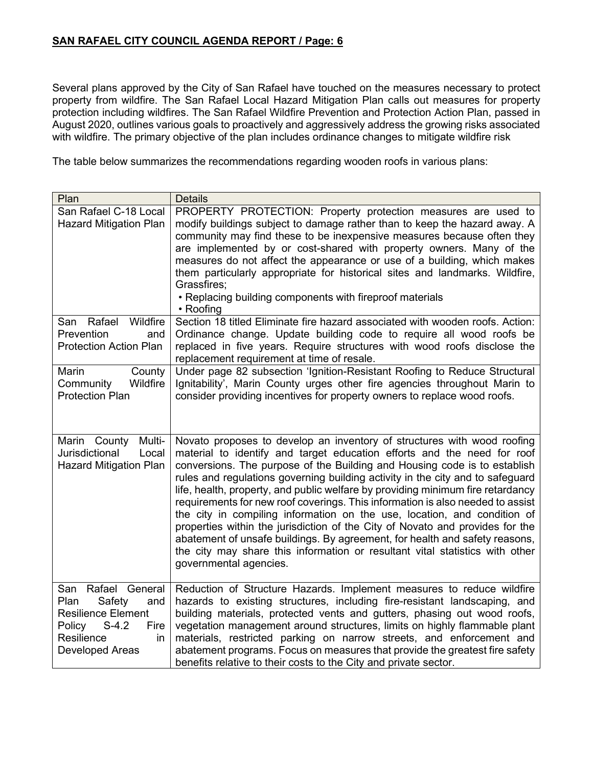Several plans approved by the City of San Rafael have touched on the measures necessary to protect property from wildfire. The San Rafael Local Hazard Mitigation Plan calls out measures for property protection including wildfires. The San Rafael Wildfire Prevention and Protection Action Plan, passed in August 2020, outlines various goals to proactively and aggressively address the growing risks associated with wildfire. The primary objective of the plan includes ordinance changes to mitigate wildfire risk

The table below summarizes the recommendations regarding wooden roofs in various plans:

| Plan | Details |
|---|---|
| San Rafael C-18 Local Hazard Mitigation Plan | PROPERTY PROTECTION: Property protection measures are used to modify buildings subject to damage rather than to keep the hazard away. A community may find these to be inexpensive measures because often they are implemented by or cost-shared with property owners. Many of the measures do not affect the appearance or use of a building, which makes them particularly appropriate for historical sites and landmarks. Wildfire, Grassfires;<br>• Replacing building components with fireproof materials<br>• Roofing |
| San Rafael Wildfire Prevention and Protection Action Plan | Section 18 titled Eliminate fire hazard associated with wooden roofs. Action: Ordinance change. Update building code to require all wood roofs be replaced in five years. Require structures with wood roofs disclose the replacement requirement at time of resale. |
| Marin County Community Wildfire Protection Plan | Under page 82 subsection 'Ignition-Resistant Roofing to Reduce Structural Ignitability', Marin County urges other fire agencies throughout Marin to consider providing incentives for property owners to replace wood roofs. |
| Marin County Multi-Jurisdictional Local Hazard Mitigation Plan | Novato proposes to develop an inventory of structures with wood roofing material to identify and target education efforts and the need for roof conversions. The purpose of the Building and Housing code is to establish rules and regulations governing building activity in the city and to safeguard life, health, property, and public welfare by providing minimum fire retardancy requirements for new roof coverings. This information is also needed to assist the city in compiling information on the use, location, and condition of properties within the jurisdiction of the City of Novato and provides for the abatement of unsafe buildings. By agreement, for health and safety reasons, the city may share this information or resultant vital statistics with other governmental agencies. |
| San Rafael General Plan Safety and Resilience Element Policy S-4.2 Fire Resilience in Developed Areas | Reduction of Structure Hazards. Implement measures to reduce wildfire hazards to existing structures, including fire-resistant landscaping, and building materials, protected vents and gutters, phasing out wood roofs, vegetation management around structures, limits on highly flammable plant materials, restricted parking on narrow streets, and enforcement and abatement programs. Focus on measures that provide the greatest fire safety benefits relative to their costs to the City and private sector. |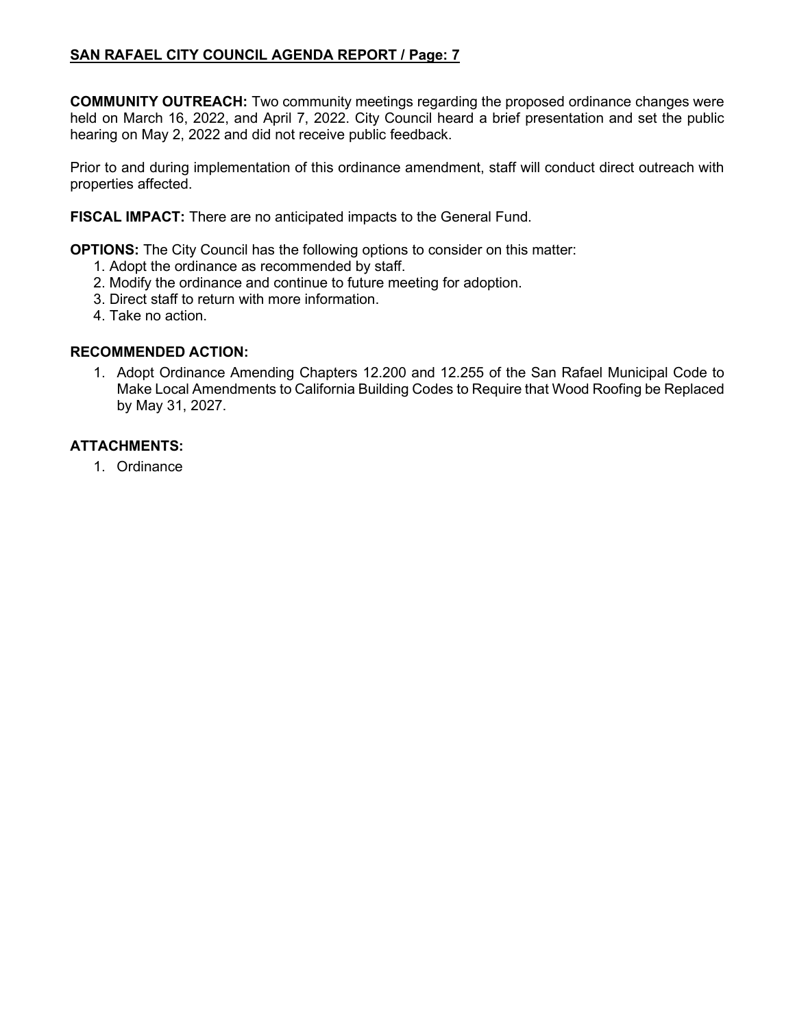**COMMUNITY OUTREACH:** Two community meetings regarding the proposed ordinance changes were held on March 16, 2022, and April 7, 2022. City Council heard a brief presentation and set the public hearing on May 2, 2022 and did not receive public feedback.

Prior to and during implementation of this ordinance amendment, staff will conduct direct outreach with properties affected.

**FISCAL IMPACT:** There are no anticipated impacts to the General Fund.

**OPTIONS:** The City Council has the following options to consider on this matter:

1. Adopt the ordinance as recommended by staff.
2. Modify the ordinance and continue to future meeting for adoption.
3. Direct staff to return with more information.
4. Take no action.

**RECOMMENDED ACTION:**

1. Adopt Ordinance Amending Chapters 12.200 and 12.255 of the San Rafael Municipal Code to Make Local Amendments to California Building Codes to Require that Wood Roofing be Replaced by May 31, 2027.

**ATTACHMENTS:**

1. Ordinance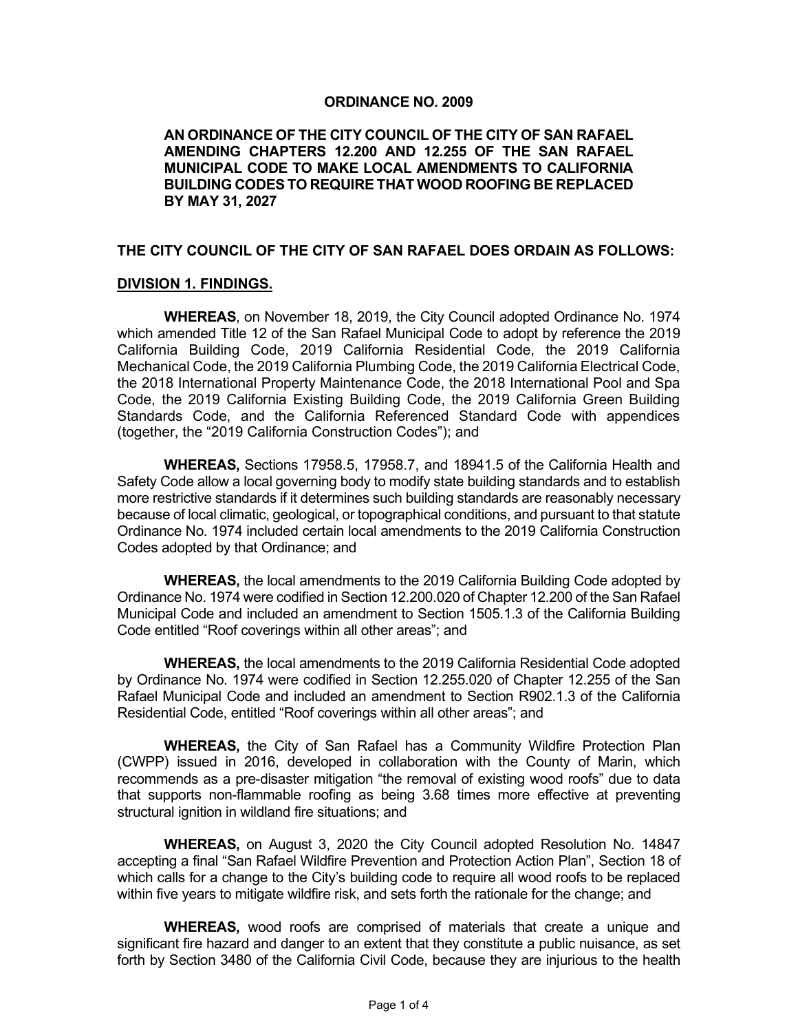**ORDINANCE NO. 2009**

**AN ORDINANCE OF THE CITY COUNCIL OF THE CITY OF SAN RAFAEL AMENDING CHAPTERS 12.200 AND 12.255 OF THE SAN RAFAEL MUNICIPAL CODE TO MAKE LOCAL AMENDMENTS TO CALIFORNIA BUILDING CODES TO REQUIRE THAT WOOD ROOFING BE REPLACED BY MAY 31, 2027**

**THE CITY COUNCIL OF THE CITY OF SAN RAFAEL DOES ORDAIN AS FOLLOWS:**

## DIVISION 1. FINDINGS.

**WHEREAS**, on November 18, 2019, the City Council adopted Ordinance No. 1974 which amended Title 12 of the San Rafael Municipal Code to adopt by reference the 2019 California Building Code, 2019 California Residential Code, the 2019 California Mechanical Code, the 2019 California Plumbing Code, the 2019 California Electrical Code, the 2018 International Property Maintenance Code, the 2018 International Pool and Spa Code, the 2019 California Existing Building Code, the 2019 California Green Building Standards Code, and the California Referenced Standard Code with appendices (together, the "2019 California Construction Codes"); and

**WHEREAS,** Sections 17958.5, 17958.7, and 18941.5 of the California Health and Safety Code allow a local governing body to modify state building standards and to establish more restrictive standards if it determines such building standards are reasonably necessary because of local climatic, geological, or topographical conditions, and pursuant to that statute Ordinance No. 1974 included certain local amendments to the 2019 California Construction Codes adopted by that Ordinance; and

**WHEREAS,** the local amendments to the 2019 California Building Code adopted by Ordinance No. 1974 were codified in Section 12.200.020 of Chapter 12.200 of the San Rafael Municipal Code and included an amendment to Section 1505.1.3 of the California Building Code entitled "Roof coverings within all other areas"; and

**WHEREAS,** the local amendments to the 2019 California Residential Code adopted by Ordinance No. 1974 were codified in Section 12.255.020 of Chapter 12.255 of the San Rafael Municipal Code and included an amendment to Section R902.1.3 of the California Residential Code, entitled "Roof coverings within all other areas"; and

**WHEREAS,** the City of San Rafael has a Community Wildfire Protection Plan (CWPP) issued in 2016, developed in collaboration with the County of Marin, which recommends as a pre-disaster mitigation "the removal of existing wood roofs" due to data that supports non-flammable roofing as being 3.68 times more effective at preventing structural ignition in wildland fire situations; and

**WHEREAS,** on August 3, 2020 the City Council adopted Resolution No. 14847 accepting a final "San Rafael Wildfire Prevention and Protection Action Plan", Section 18 of which calls for a change to the City's building code to require all wood roofs to be replaced within five years to mitigate wildfire risk, and sets forth the rationale for the change; and

**WHEREAS,** wood roofs are comprised of materials that create a unique and significant fire hazard and danger to an extent that they constitute a public nuisance, as set forth by Section 3480 of the California Civil Code, because they are injurious to the health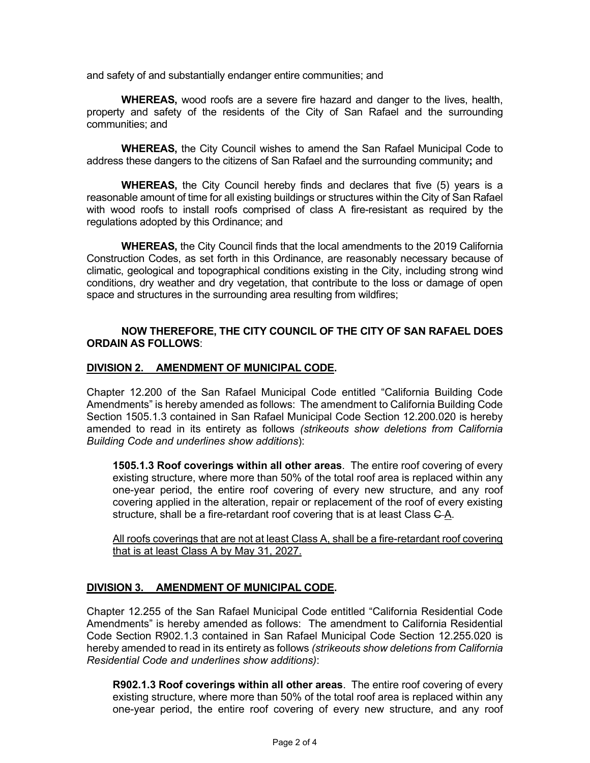and safety of and substantially endanger entire communities; and

**WHEREAS,** wood roofs are a severe fire hazard and danger to the lives, health, property and safety of the residents of the City of San Rafael and the surrounding communities; and

**WHEREAS,** the City Council wishes to amend the San Rafael Municipal Code to address these dangers to the citizens of San Rafael and the surrounding community**;** and

**WHEREAS,** the City Council hereby finds and declares that five (5) years is a reasonable amount of time for all existing buildings or structures within the City of San Rafael with wood roofs to install roofs comprised of class A fire-resistant as required by the regulations adopted by this Ordinance; and

**WHEREAS,** the City Council finds that the local amendments to the 2019 California Construction Codes, as set forth in this Ordinance, are reasonably necessary because of climatic, geological and topographical conditions existing in the City, including strong wind conditions, dry weather and dry vegetation, that contribute to the loss or damage of open space and structures in the surrounding area resulting from wildfires;

**NOW THEREFORE, THE CITY COUNCIL OF THE CITY OF SAN RAFAEL DOES ORDAIN AS FOLLOWS**:

## DIVISION 2. AMENDMENT OF MUNICIPAL CODE.

Chapter 12.200 of the San Rafael Municipal Code entitled "California Building Code Amendments" is hereby amended as follows: The amendment to California Building Code Section 1505.1.3 contained in San Rafael Municipal Code Section 12.200.020 is hereby amended to read in its entirety as follows *(strikeouts show deletions from California Building Code and underlines show additions)*:

> **1505.1.3 Roof coverings within all other areas**. The entire roof covering of every existing structure, where more than 50% of the total roof area is replaced within any one-year period, the entire roof covering of every new structure, and any roof covering applied in the alteration, repair or replacement of the roof of every existing structure, shall be a fire-retardant roof covering that is at least Class ~~C~~ A.
>
> All roofs coverings that are not at least Class A, shall be a fire-retardant roof covering that is at least Class A by May 31, 2027.

## DIVISION 3. AMENDMENT OF MUNICIPAL CODE.

Chapter 12.255 of the San Rafael Municipal Code entitled "California Residential Code Amendments" is hereby amended as follows: The amendment to California Residential Code Section R902.1.3 contained in San Rafael Municipal Code Section 12.255.020 is hereby amended to read in its entirety as follows *(strikeouts show deletions from California Residential Code and underlines show additions)*:

> **R902.1.3 Roof coverings within all other areas**. The entire roof covering of every existing structure, where more than 50% of the total roof area is replaced within any one-year period, the entire roof covering of every new structure, and any roof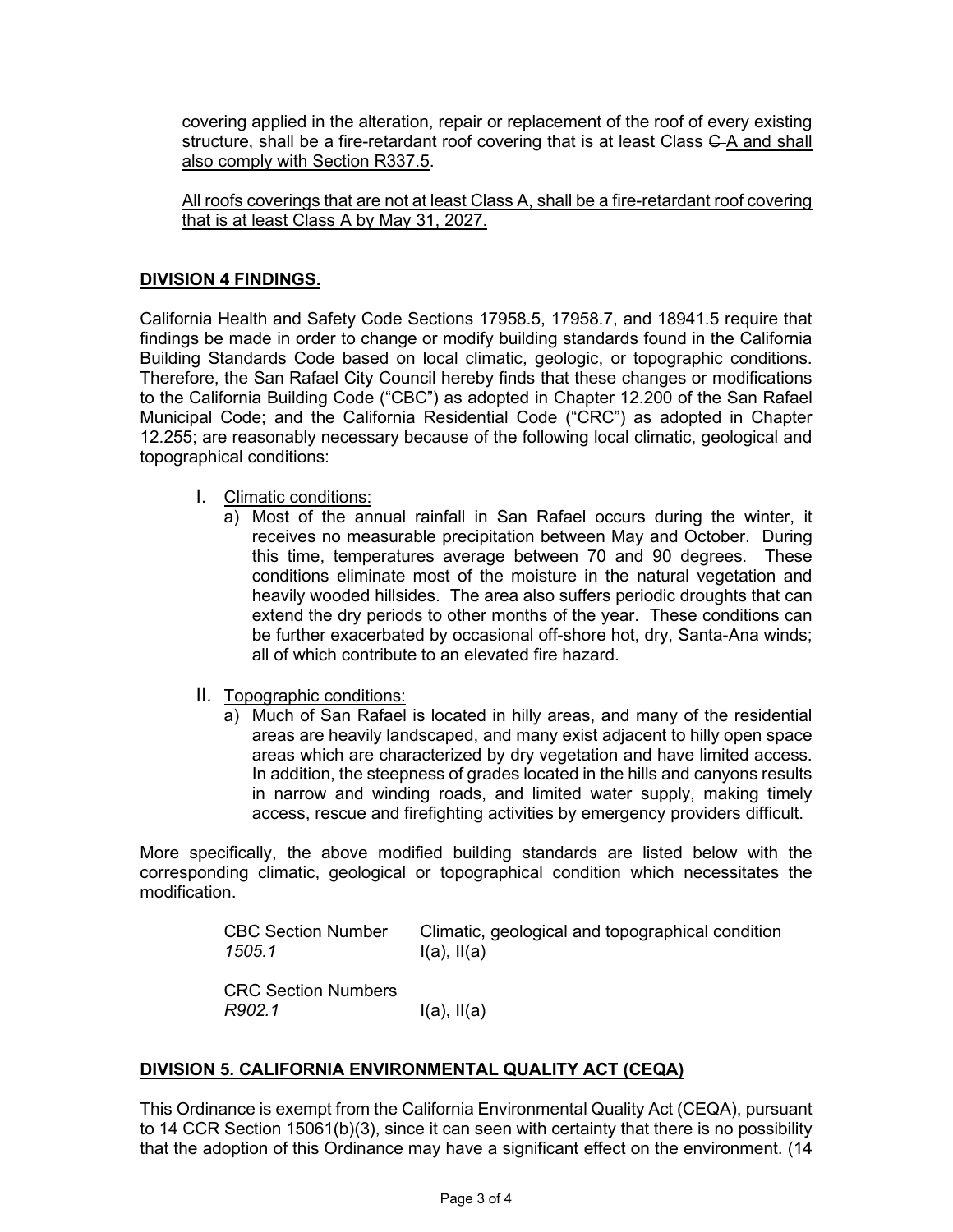covering applied in the alteration, repair or replacement of the roof of every existing structure, shall be a fire-retardant roof covering that is at least Class ~~C~~ <u>A and shall also comply with Section R337.5</u>.

<u>All roofs coverings that are not at least Class A, shall be a fire-retardant roof covering that is at least Class A by May 31, 2027.</u>

## DIVISION 4 FINDINGS.

California Health and Safety Code Sections 17958.5, 17958.7, and 18941.5 require that findings be made in order to change or modify building standards found in the California Building Standards Code based on local climatic, geologic, or topographic conditions. Therefore, the San Rafael City Council hereby finds that these changes or modifications to the California Building Code ("CBC") as adopted in Chapter 12.200 of the San Rafael Municipal Code; and the California Residential Code ("CRC") as adopted in Chapter 12.255; are reasonably necessary because of the following local climatic, geological and topographical conditions:

I. <u>Climatic conditions:</u>
   a) Most of the annual rainfall in San Rafael occurs during the winter, it receives no measurable precipitation between May and October. During this time, temperatures average between 70 and 90 degrees. These conditions eliminate most of the moisture in the natural vegetation and heavily wooded hillsides. The area also suffers periodic droughts that can extend the dry periods to other months of the year. These conditions can be further exacerbated by occasional off-shore hot, dry, Santa-Ana winds; all of which contribute to an elevated fire hazard.

II. <u>Topographic conditions:</u>
   a) Much of San Rafael is located in hilly areas, and many of the residential areas are heavily landscaped, and many exist adjacent to hilly open space areas which are characterized by dry vegetation and have limited access. In addition, the steepness of grades located in the hills and canyons results in narrow and winding roads, and limited water supply, making timely access, rescue and firefighting activities by emergency providers difficult.

More specifically, the above modified building standards are listed below with the corresponding climatic, geological or topographical condition which necessitates the modification.

| CBC Section Number | Climatic, geological and topographical condition |
|---|---|
| *1505.1* | I(a), II(a) |
| **CRC Section Numbers** | |
| *R902.1* | I(a), II(a) |

## DIVISION 5. CALIFORNIA ENVIRONMENTAL QUALITY ACT (CEQA)

This Ordinance is exempt from the California Environmental Quality Act (CEQA), pursuant to 14 CCR Section 15061(b)(3), since it can seen with certainty that there is no possibility that the adoption of this Ordinance may have a significant effect on the environment. (14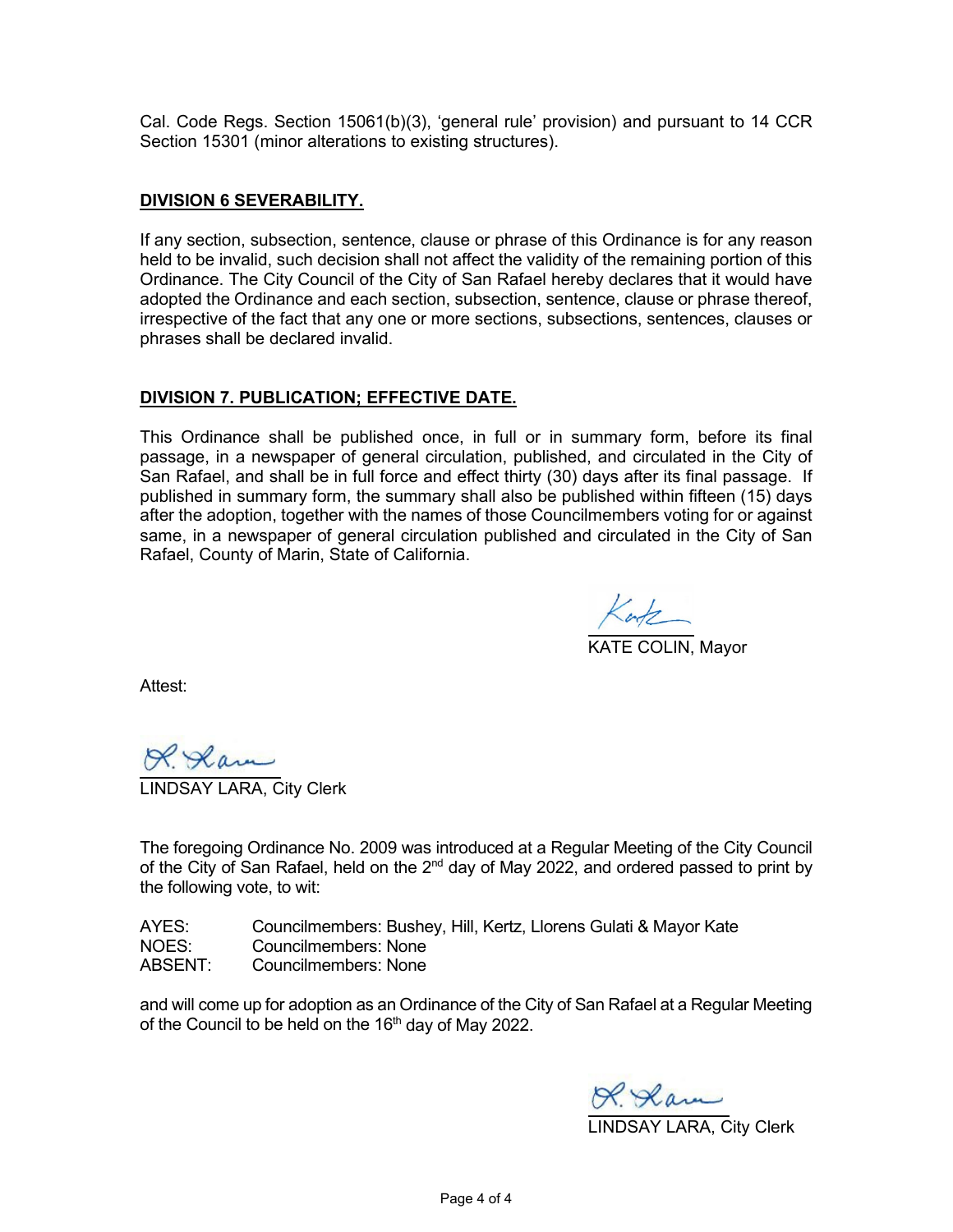Cal. Code Regs. Section 15061(b)(3), 'general rule' provision) and pursuant to 14 CCR Section 15301 (minor alterations to existing structures).

## DIVISION 6 SEVERABILITY.

If any section, subsection, sentence, clause or phrase of this Ordinance is for any reason held to be invalid, such decision shall not affect the validity of the remaining portion of this Ordinance. The City Council of the City of San Rafael hereby declares that it would have adopted the Ordinance and each section, subsection, sentence, clause or phrase thereof, irrespective of the fact that any one or more sections, subsections, sentences, clauses or phrases shall be declared invalid.

## DIVISION 7. PUBLICATION; EFFECTIVE DATE.

This Ordinance shall be published once, in full or in summary form, before its final passage, in a newspaper of general circulation, published, and circulated in the City of San Rafael, and shall be in full force and effect thirty (30) days after its final passage. If published in summary form, the summary shall also be published within fifteen (15) days after the adoption, together with the names of those Councilmembers voting for or against same, in a newspaper of general circulation published and circulated in the City of San Rafael, County of Marin, State of California.

KATE COLIN, Mayor

Attest:

LINDSAY LARA, City Clerk

The foregoing Ordinance No. 2009 was introduced at a Regular Meeting of the City Council of the City of San Rafael, held on the 2nd day of May 2022, and ordered passed to print by the following vote, to wit:

AYES: Councilmembers: Bushey, Hill, Kertz, Llorens Gulati & Mayor Kate
NOES: Councilmembers: None
ABSENT: Councilmembers: None

and will come up for adoption as an Ordinance of the City of San Rafael at a Regular Meeting of the Council to be held on the 16th day of May 2022.

LINDSAY LARA, City Clerk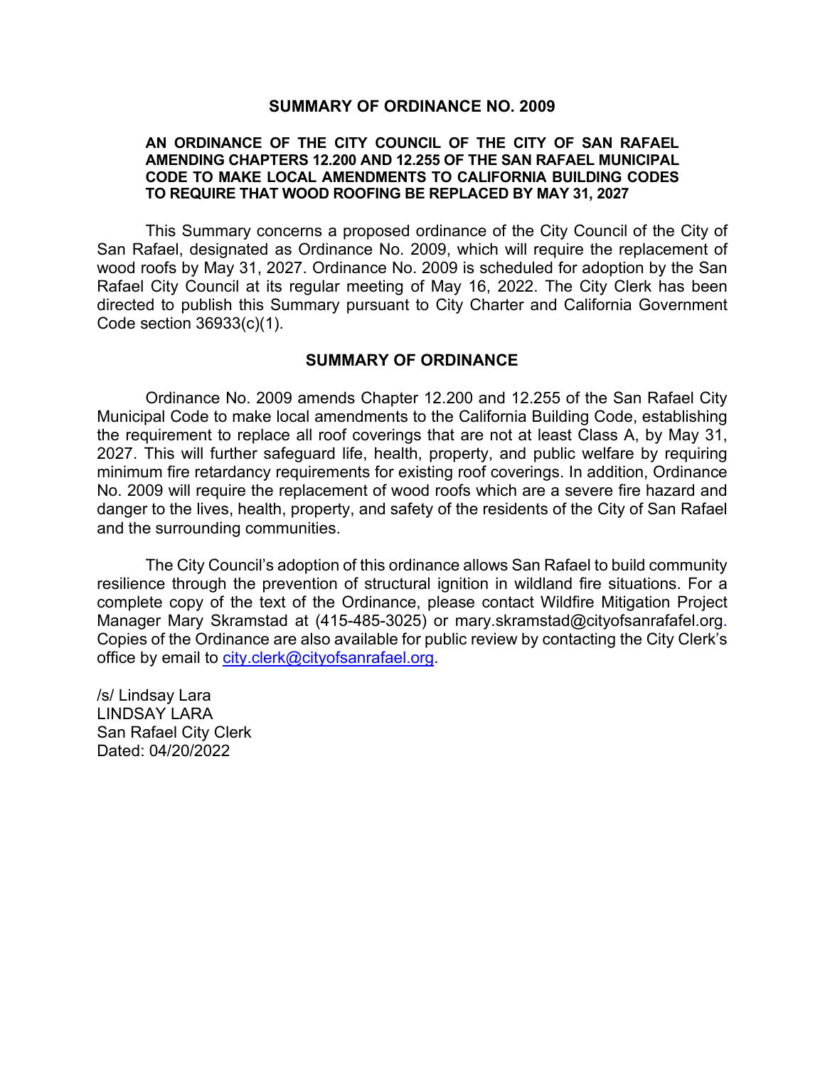# SUMMARY OF ORDINANCE NO. 2009

**AN ORDINANCE OF THE CITY COUNCIL OF THE CITY OF SAN RAFAEL AMENDING CHAPTERS 12.200 AND 12.255 OF THE SAN RAFAEL MUNICIPAL CODE TO MAKE LOCAL AMENDMENTS TO CALIFORNIA BUILDING CODES TO REQUIRE THAT WOOD ROOFING BE REPLACED BY MAY 31, 2027**

This Summary concerns a proposed ordinance of the City Council of the City of San Rafael, designated as Ordinance No. 2009, which will require the replacement of wood roofs by May 31, 2027. Ordinance No. 2009 is scheduled for adoption by the San Rafael City Council at its regular meeting of May 16, 2022. The City Clerk has been directed to publish this Summary pursuant to City Charter and California Government Code section 36933(c)(1).

## SUMMARY OF ORDINANCE

Ordinance No. 2009 amends Chapter 12.200 and 12.255 of the San Rafael City Municipal Code to make local amendments to the California Building Code, establishing the requirement to replace all roof coverings that are not at least Class A, by May 31, 2027. This will further safeguard life, health, property, and public welfare by requiring minimum fire retardancy requirements for existing roof coverings. In addition, Ordinance No. 2009 will require the replacement of wood roofs which are a severe fire hazard and danger to the lives, health, property, and safety of the residents of the City of San Rafael and the surrounding communities.

The City Council's adoption of this ordinance allows San Rafael to build community resilience through the prevention of structural ignition in wildland fire situations. For a complete copy of the text of the Ordinance, please contact Wildfire Mitigation Project Manager Mary Skramstad at (415-485-3025) or mary.skramstad@cityofsanrafafel.org. Copies of the Ordinance are also available for public review by contacting the City Clerk's office by email to city.clerk@cityofsanrafael.org.

/s/ Lindsay Lara  
LINDSAY LARA  
San Rafael City Clerk  
Dated: 04/20/2022